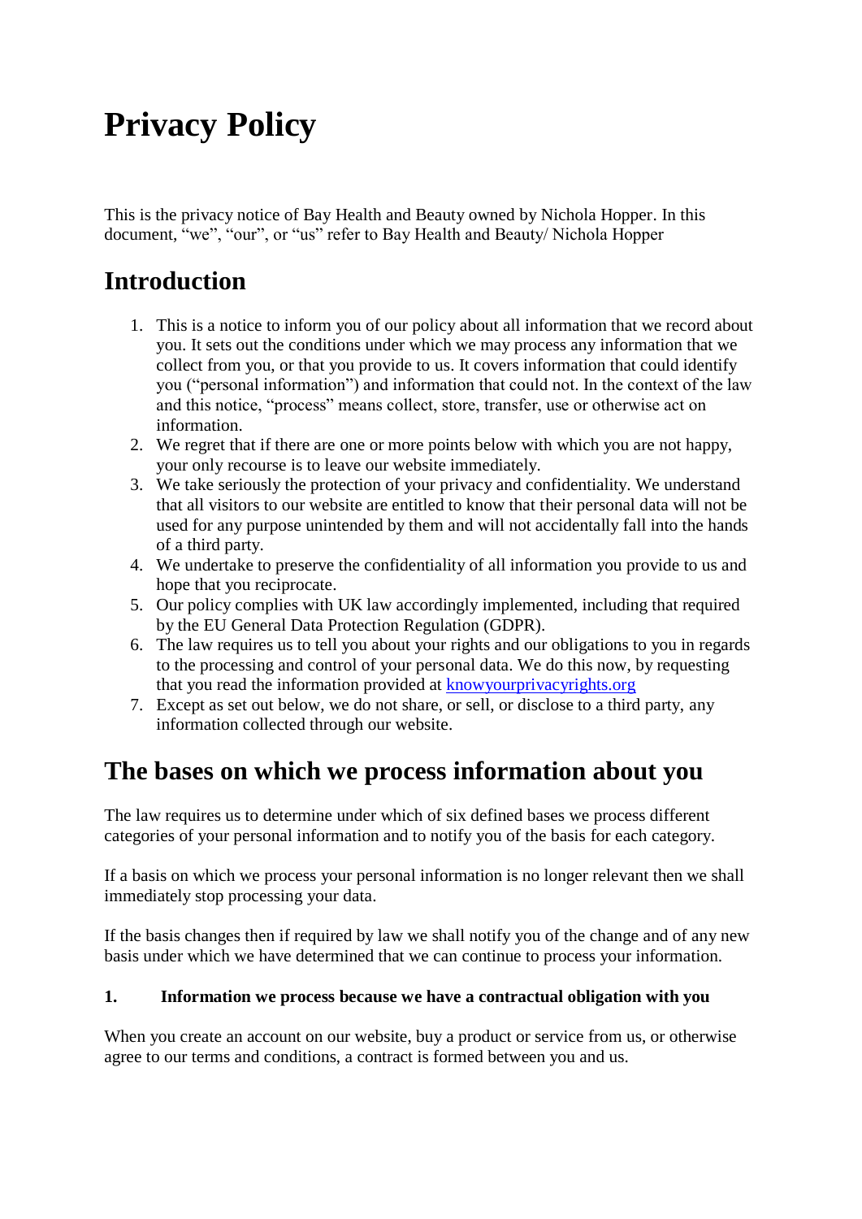# Privacy Policy

This is the privacy notice of Bay Health and Beauty owned by Nichola Hopper. In this document, "we", "our", or "us" refer to Bay Health and Beauty/ Nichola Hopper

## Introduction

1. This is a notice to inform you of our policy about all information that we record about you. It sets out the conditions under which we may process any information that we collect from you, or that you provide to us. It covers information that could identify you ("personal information") and information that could not. In the context of the law and this notice, "process" means collect, store, transfer, use or otherwise act on information.
2. We regret that if there are one or more points below with which you are not happy, your only recourse is to leave our website immediately.
3. We take seriously the protection of your privacy and confidentiality. We understand that all visitors to our website are entitled to know that their personal data will not be used for any purpose unintended by them and will not accidentally fall into the hands of a third party.
4. We undertake to preserve the confidentiality of all information you provide to us and hope that you reciprocate.
5. Our policy complies with UK law accordingly implemented, including that required by the EU General Data Protection Regulation (GDPR).
6. The law requires us to tell you about your rights and our obligations to you in regards to the processing and control of your personal data. We do this now, by requesting that you read the information provided at [knowyourprivacyrights.org](knowyourprivacyrights.org)
7. Except as set out below, we do not share, or sell, or disclose to a third party, any information collected through our website.

## The bases on which we process information about you

The law requires us to determine under which of six defined bases we process different categories of your personal information and to notify you of the basis for each category.

If a basis on which we process your personal information is no longer relevant then we shall immediately stop processing your data.

If the basis changes then if required by law we shall notify you of the change and of any new basis under which we have determined that we can continue to process your information.

#### 1. Information we process because we have a contractual obligation with you

When you create an account on our website, buy a product or service from us, or otherwise agree to our terms and conditions, a contract is formed between you and us.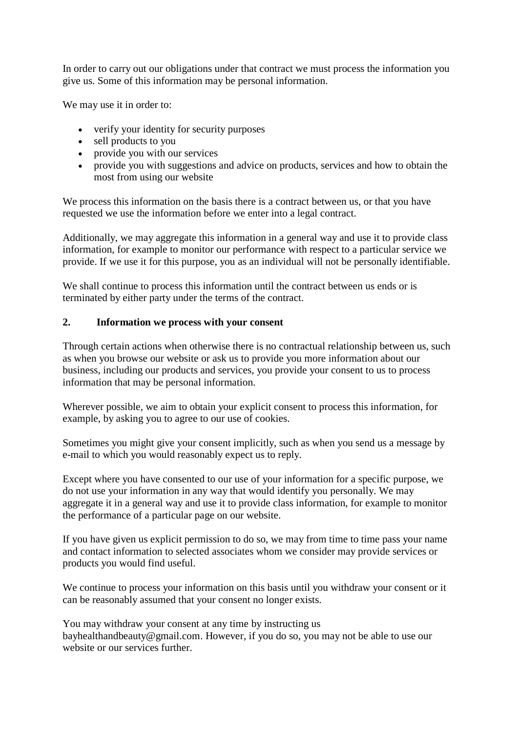In order to carry out our obligations under that contract we must process the information you give us. Some of this information may be personal information.

We may use it in order to:

- verify your identity for security purposes
- sell products to you
- provide you with our services
- provide you with suggestions and advice on products, services and how to obtain the most from using our website

We process this information on the basis there is a contract between us, or that you have requested we use the information before we enter into a legal contract.

Additionally, we may aggregate this information in a general way and use it to provide class information, for example to monitor our performance with respect to a particular service we provide. If we use it for this purpose, you as an individual will not be personally identifiable.

We shall continue to process this information until the contract between us ends or is terminated by either party under the terms of the contract.

## 2. Information we process with your consent

Through certain actions when otherwise there is no contractual relationship between us, such as when you browse our website or ask us to provide you more information about our business, including our products and services, you provide your consent to us to process information that may be personal information.

Wherever possible, we aim to obtain your explicit consent to process this information, for example, by asking you to agree to our use of cookies.

Sometimes you might give your consent implicitly, such as when you send us a message by e-mail to which you would reasonably expect us to reply.

Except where you have consented to our use of your information for a specific purpose, we do not use your information in any way that would identify you personally. We may aggregate it in a general way and use it to provide class information, for example to monitor the performance of a particular page on our website.

If you have given us explicit permission to do so, we may from time to time pass your name and contact information to selected associates whom we consider may provide services or products you would find useful.

We continue to process your information on this basis until you withdraw your consent or it can be reasonably assumed that your consent no longer exists.

You may withdraw your consent at any time by instructing us bayhealthandbeauty@gmail.com. However, if you do so, you may not be able to use our website or our services further.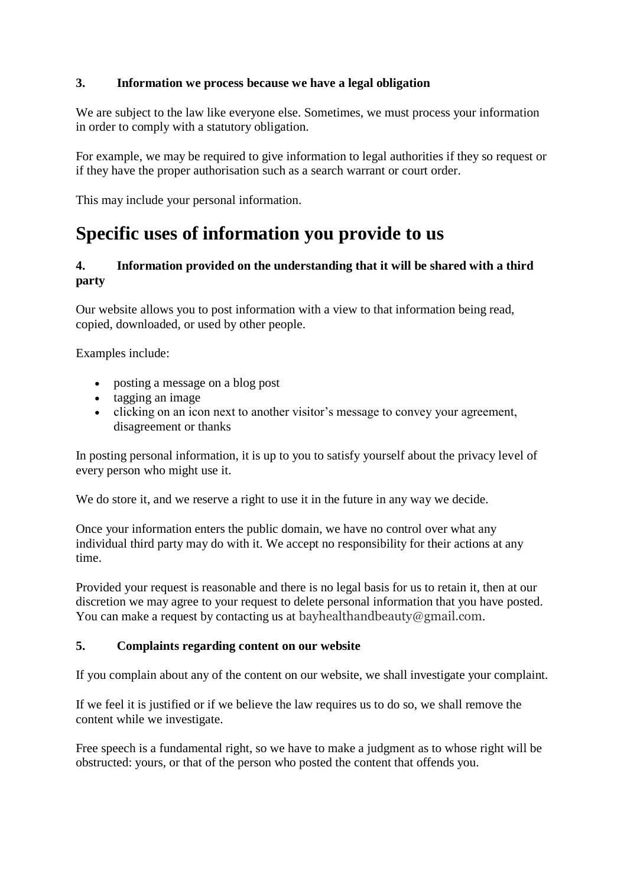### 3. Information we process because we have a legal obligation

We are subject to the law like everyone else. Sometimes, we must process your information in order to comply with a statutory obligation.

For example, we may be required to give information to legal authorities if they so request or if they have the proper authorisation such as a search warrant or court order.

This may include your personal information.

# Specific uses of information you provide to us

### 4. Information provided on the understanding that it will be shared with a third party

Our website allows you to post information with a view to that information being read, copied, downloaded, or used by other people.

Examples include:

- posting a message on a blog post
- tagging an image
- clicking on an icon next to another visitor's message to convey your agreement, disagreement or thanks

In posting personal information, it is up to you to satisfy yourself about the privacy level of every person who might use it.

We do store it, and we reserve a right to use it in the future in any way we decide.

Once your information enters the public domain, we have no control over what any individual third party may do with it. We accept no responsibility for their actions at any time.

Provided your request is reasonable and there is no legal basis for us to retain it, then at our discretion we may agree to your request to delete personal information that you have posted. You can make a request by contacting us at bayhealthandbeauty@gmail.com.

### 5. Complaints regarding content on our website

If you complain about any of the content on our website, we shall investigate your complaint.

If we feel it is justified or if we believe the law requires us to do so, we shall remove the content while we investigate.

Free speech is a fundamental right, so we have to make a judgment as to whose right will be obstructed: yours, or that of the person who posted the content that offends you.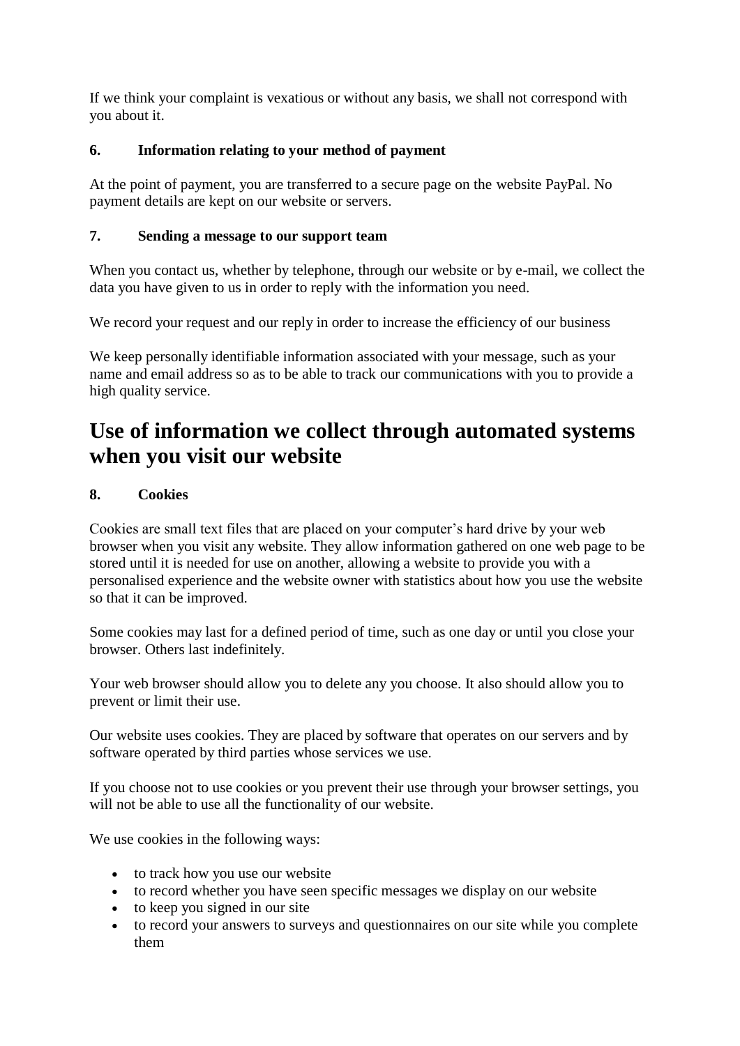If we think your complaint is vexatious or without any basis, we shall not correspond with you about it.

### 6. Information relating to your method of payment

At the point of payment, you are transferred to a secure page on the website PayPal. No payment details are kept on our website or servers.

### 7. Sending a message to our support team

When you contact us, whether by telephone, through our website or by e-mail, we collect the data you have given to us in order to reply with the information you need.

We record your request and our reply in order to increase the efficiency of our business

We keep personally identifiable information associated with your message, such as your name and email address so as to be able to track our communications with you to provide a high quality service.

## Use of information we collect through automated systems when you visit our website

### 8. Cookies

Cookies are small text files that are placed on your computer's hard drive by your web browser when you visit any website. They allow information gathered on one web page to be stored until it is needed for use on another, allowing a website to provide you with a personalised experience and the website owner with statistics about how you use the website so that it can be improved.

Some cookies may last for a defined period of time, such as one day or until you close your browser. Others last indefinitely.

Your web browser should allow you to delete any you choose. It also should allow you to prevent or limit their use.

Our website uses cookies. They are placed by software that operates on our servers and by software operated by third parties whose services we use.

If you choose not to use cookies or you prevent their use through your browser settings, you will not be able to use all the functionality of our website.

We use cookies in the following ways:

- to track how you use our website
- to record whether you have seen specific messages we display on our website
- to keep you signed in our site
- to record your answers to surveys and questionnaires on our site while you complete them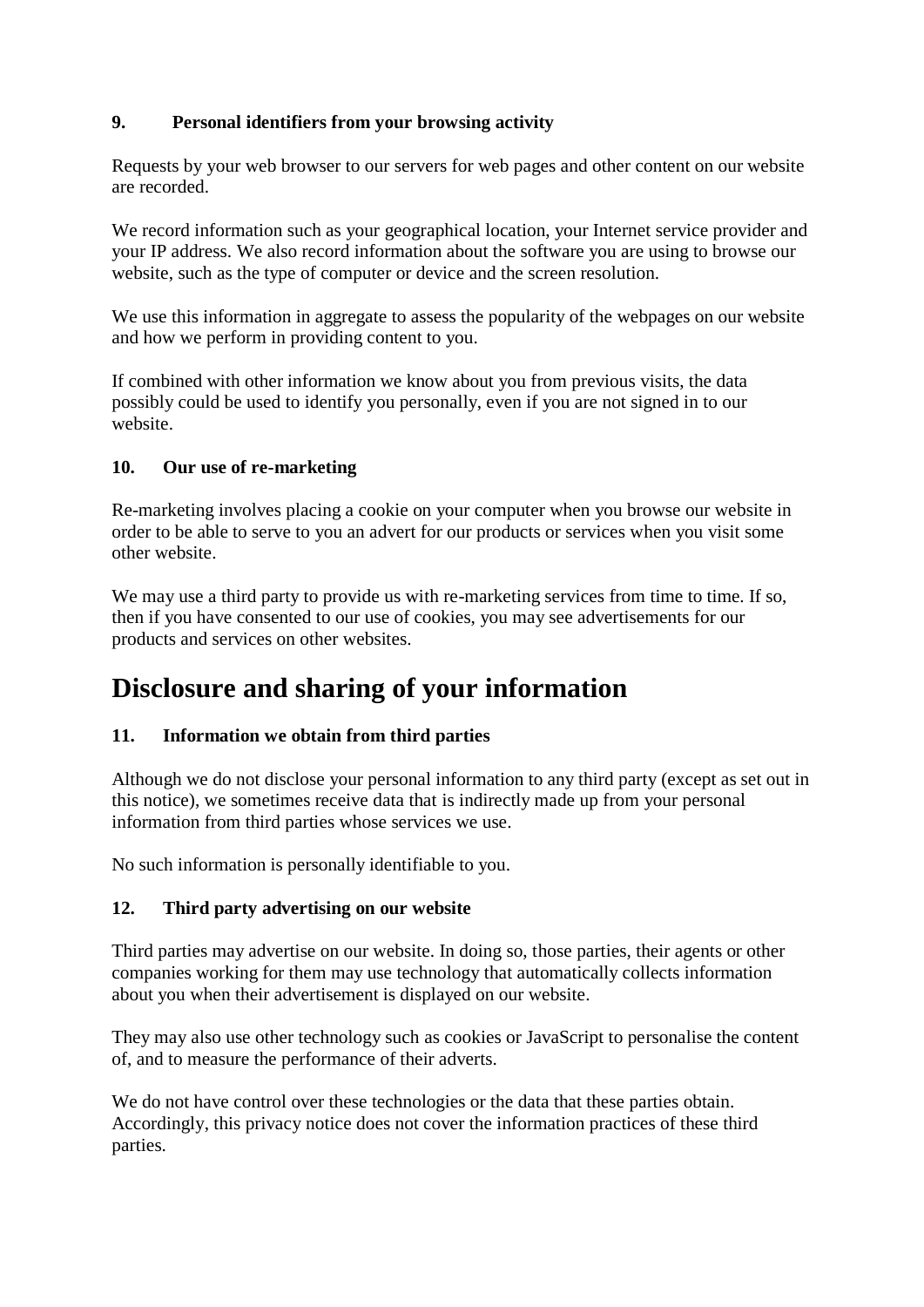**9. Personal identifiers from your browsing activity**

Requests by your web browser to our servers for web pages and other content on our website are recorded.

We record information such as your geographical location, your Internet service provider and your IP address. We also record information about the software you are using to browse our website, such as the type of computer or device and the screen resolution.

We use this information in aggregate to assess the popularity of the webpages on our website and how we perform in providing content to you.

If combined with other information we know about you from previous visits, the data possibly could be used to identify you personally, even if you are not signed in to our website.

**10. Our use of re-marketing**

Re-marketing involves placing a cookie on your computer when you browse our website in order to be able to serve to you an advert for our products or services when you visit some other website.

We may use a third party to provide us with re-marketing services from time to time. If so, then if you have consented to our use of cookies, you may see advertisements for our products and services on other websites.

# Disclosure and sharing of your information

**11. Information we obtain from third parties**

Although we do not disclose your personal information to any third party (except as set out in this notice), we sometimes receive data that is indirectly made up from your personal information from third parties whose services we use.

No such information is personally identifiable to you.

**12. Third party advertising on our website**

Third parties may advertise on our website. In doing so, those parties, their agents or other companies working for them may use technology that automatically collects information about you when their advertisement is displayed on our website.

They may also use other technology such as cookies or JavaScript to personalise the content of, and to measure the performance of their adverts.

We do not have control over these technologies or the data that these parties obtain. Accordingly, this privacy notice does not cover the information practices of these third parties.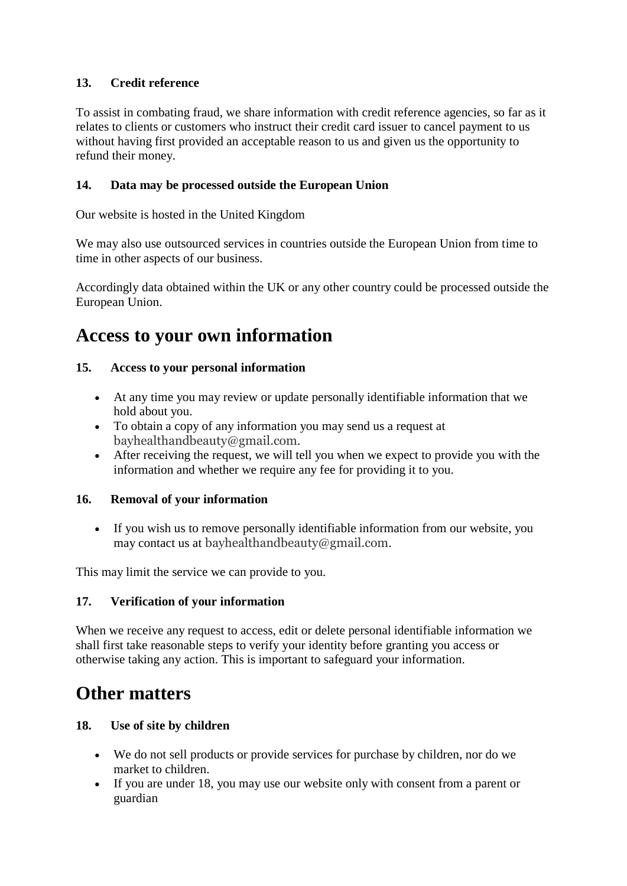**13. Credit reference**

To assist in combating fraud, we share information with credit reference agencies, so far as it relates to clients or customers who instruct their credit card issuer to cancel payment to us without having first provided an acceptable reason to us and given us the opportunity to refund their money.

**14. Data may be processed outside the European Union**

Our website is hosted in the United Kingdom

We may also use outsourced services in countries outside the European Union from time to time in other aspects of our business.

Accordingly data obtained within the UK or any other country could be processed outside the European Union.

# Access to your own information

**15. Access to your personal information**

- At any time you may review or update personally identifiable information that we hold about you.
- To obtain a copy of any information you may send us a request at bayhealthandbeauty@gmail.com.
- After receiving the request, we will tell you when we expect to provide you with the information and whether we require any fee for providing it to you.

**16. Removal of your information**

- If you wish us to remove personally identifiable information from our website, you may contact us at bayhealthandbeauty@gmail.com.

This may limit the service we can provide to you.

**17. Verification of your information**

When we receive any request to access, edit or delete personal identifiable information we shall first take reasonable steps to verify your identity before granting you access or otherwise taking any action. This is important to safeguard your information.

# Other matters

**18. Use of site by children**

- We do not sell products or provide services for purchase by children, nor do we market to children.
- If you are under 18, you may use our website only with consent from a parent or guardian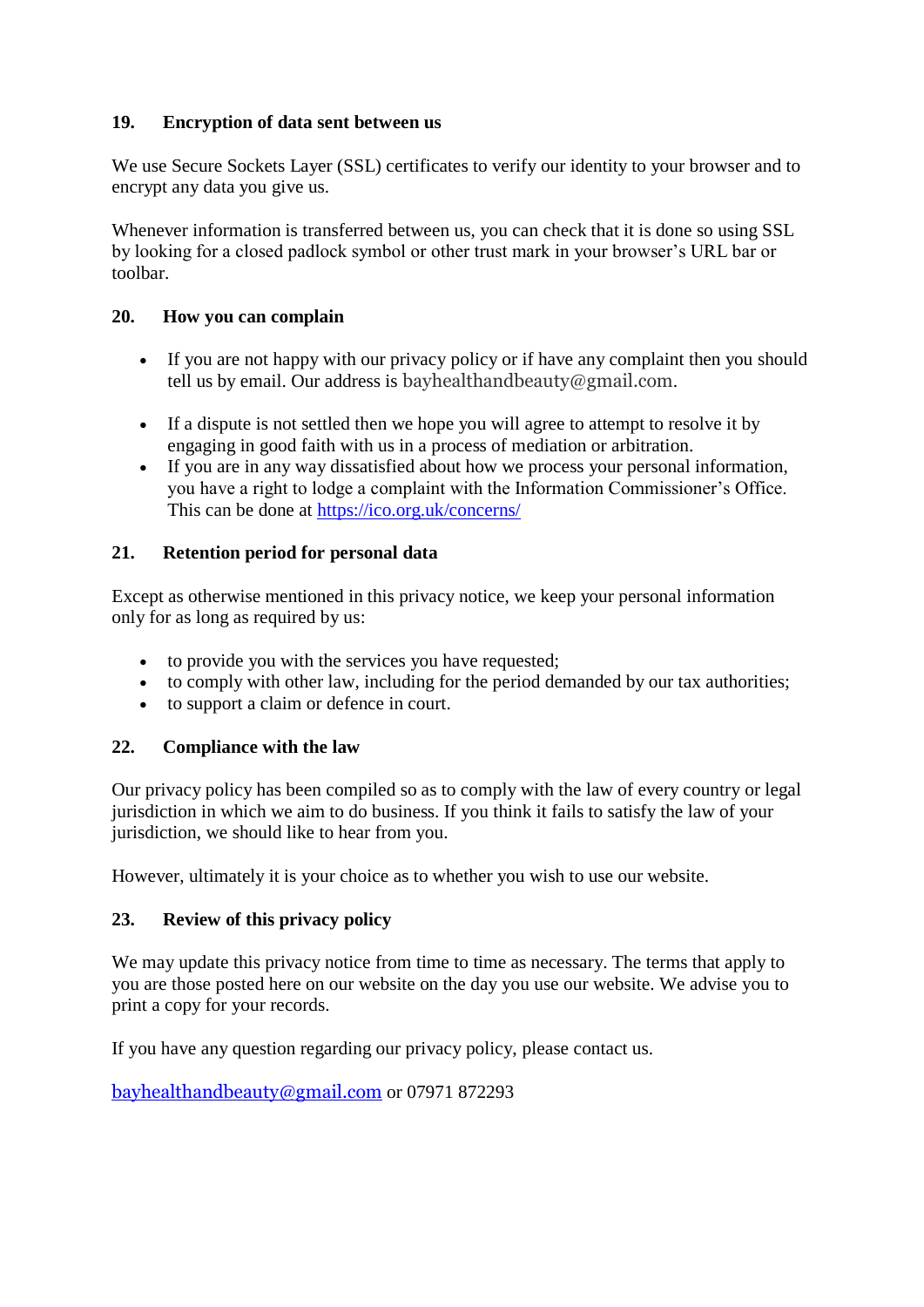## 19. Encryption of data sent between us

We use Secure Sockets Layer (SSL) certificates to verify our identity to your browser and to encrypt any data you give us.

Whenever information is transferred between us, you can check that it is done so using SSL by looking for a closed padlock symbol or other trust mark in your browser's URL bar or toolbar.

## 20. How you can complain

- If you are not happy with our privacy policy or if have any complaint then you should tell us by email. Our address is bayhealthandbeauty@gmail.com.
- If a dispute is not settled then we hope you will agree to attempt to resolve it by engaging in good faith with us in a process of mediation or arbitration.
- If you are in any way dissatisfied about how we process your personal information, you have a right to lodge a complaint with the Information Commissioner's Office. This can be done at https://ico.org.uk/concerns/

## 21. Retention period for personal data

Except as otherwise mentioned in this privacy notice, we keep your personal information only for as long as required by us:

- to provide you with the services you have requested;
- to comply with other law, including for the period demanded by our tax authorities;
- to support a claim or defence in court.

## 22. Compliance with the law

Our privacy policy has been compiled so as to comply with the law of every country or legal jurisdiction in which we aim to do business. If you think it fails to satisfy the law of your jurisdiction, we should like to hear from you.

However, ultimately it is your choice as to whether you wish to use our website.

## 23. Review of this privacy policy

We may update this privacy notice from time to time as necessary. The terms that apply to you are those posted here on our website on the day you use our website. We advise you to print a copy for your records.

If you have any question regarding our privacy policy, please contact us.

bayhealthandbeauty@gmail.com or 07971 872293